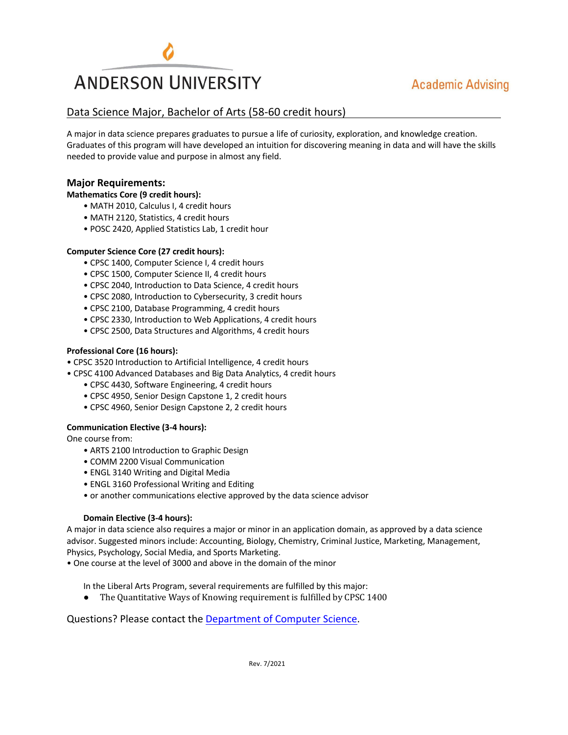# ANDERSON UNIVERSITY

Academic Advising

## Data Science Major, Bachelor of Arts (58-60 credit hours)

A major in data science prepares graduates to pursue a life of curiosity, exploration, and knowledge creation. Graduates of this program will have developed an intuition for discovering meaning in data and will have the skills needed to provide value and purpose in almost any field.

### Major Requirements:

**Mathematics Core (9 credit hours):**

- MATH 2010, Calculus I, 4 credit hours
- MATH 2120, Statistics, 4 credit hours
- POSC 2420, Applied Statistics Lab, 1 credit hour

**Computer Science Core (27 credit hours):**

- CPSC 1400, Computer Science I, 4 credit hours
- CPSC 1500, Computer Science II, 4 credit hours
- CPSC 2040, Introduction to Data Science, 4 credit hours
- CPSC 2080, Introduction to Cybersecurity, 3 credit hours
- CPSC 2100, Database Programming, 4 credit hours
- CPSC 2330, Introduction to Web Applications, 4 credit hours
- CPSC 2500, Data Structures and Algorithms, 4 credit hours

**Professional Core (16 hours):**

- CPSC 3520 Introduction to Artificial Intelligence, 4 credit hours
- CPSC 4100 Advanced Databases and Big Data Analytics, 4 credit hours
- CPSC 4430, Software Engineering, 4 credit hours
- CPSC 4950, Senior Design Capstone 1, 2 credit hours
- CPSC 4960, Senior Design Capstone 2, 2 credit hours

**Communication Elective (3-4 hours):**

One course from:

- ARTS 2100 Introduction to Graphic Design
- COMM 2200 Visual Communication
- ENGL 3140 Writing and Digital Media
- ENGL 3160 Professional Writing and Editing
- or another communications elective approved by the data science advisor

**Domain Elective (3-4 hours):**

A major in data science also requires a major or minor in an application domain, as approved by a data science advisor. Suggested minors include: Accounting, Biology, Chemistry, Criminal Justice, Marketing, Management, Physics, Psychology, Social Media, and Sports Marketing.

- One course at the level of 3000 and above in the domain of the minor

In the Liberal Arts Program, several requirements are fulfilled by this major:

- The Quantitative Ways of Knowing requirement is fulfilled by CPSC 1400

Questions? Please contact the [Department of Computer Science](#).

Rev. 7/2021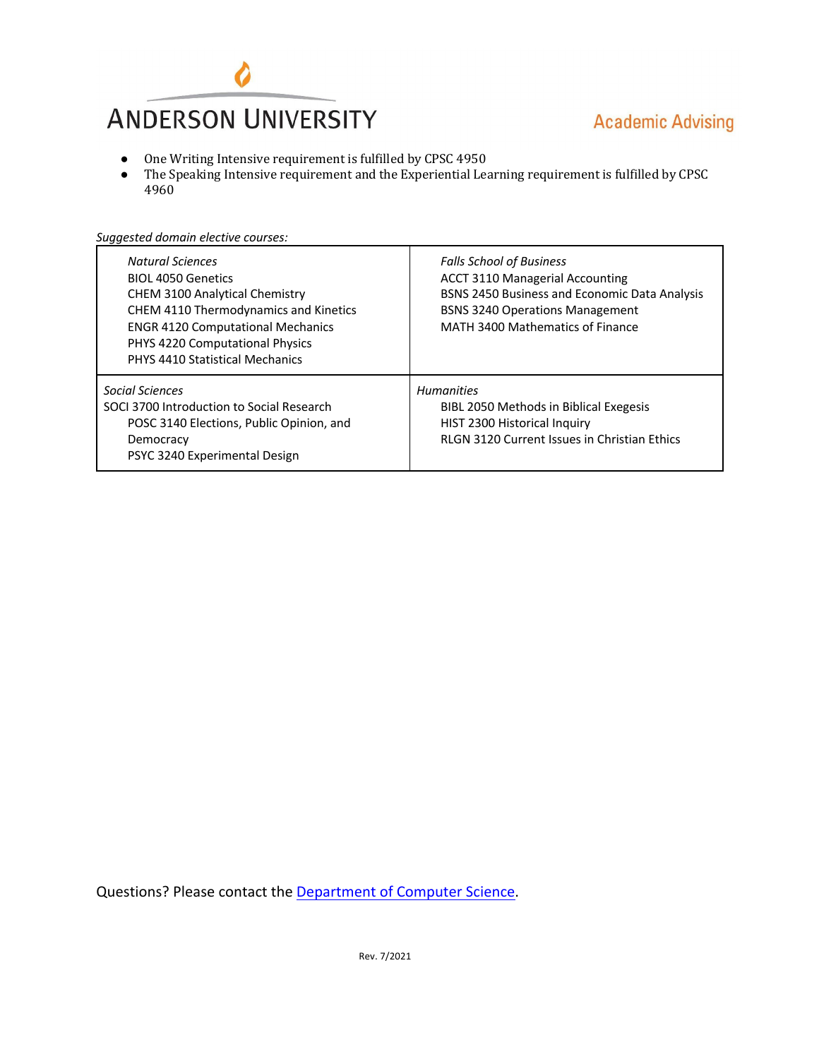- One Writing Intensive requirement is fulfilled by CPSC 4950
- The Speaking Intensive requirement and the Experiential Learning requirement is fulfilled by CPSC 4960

*Suggested domain elective courses:*

| *Natural Sciences*<br>BIOL 4050 Genetics<br>CHEM 3100 Analytical Chemistry<br>CHEM 4110 Thermodynamics and Kinetics<br>ENGR 4120 Computational Mechanics<br>PHYS 4220 Computational Physics<br>PHYS 4410 Statistical Mechanics | *Falls School of Business*<br>ACCT 3110 Managerial Accounting<br>BSNS 2450 Business and Economic Data Analysis<br>BSNS 3240 Operations Management<br>MATH 3400 Mathematics of Finance |
|---|---|
| *Social Sciences*<br>SOCI 3700 Introduction to Social Research<br>POSC 3140 Elections, Public Opinion, and Democracy<br>PSYC 3240 Experimental Design | *Humanities*<br>BIBL 2050 Methods in Biblical Exegesis<br>HIST 2300 Historical Inquiry<br>RLGN 3120 Current Issues in Christian Ethics |

Questions? Please contact the [Department of Computer Science].

Rev. 7/2021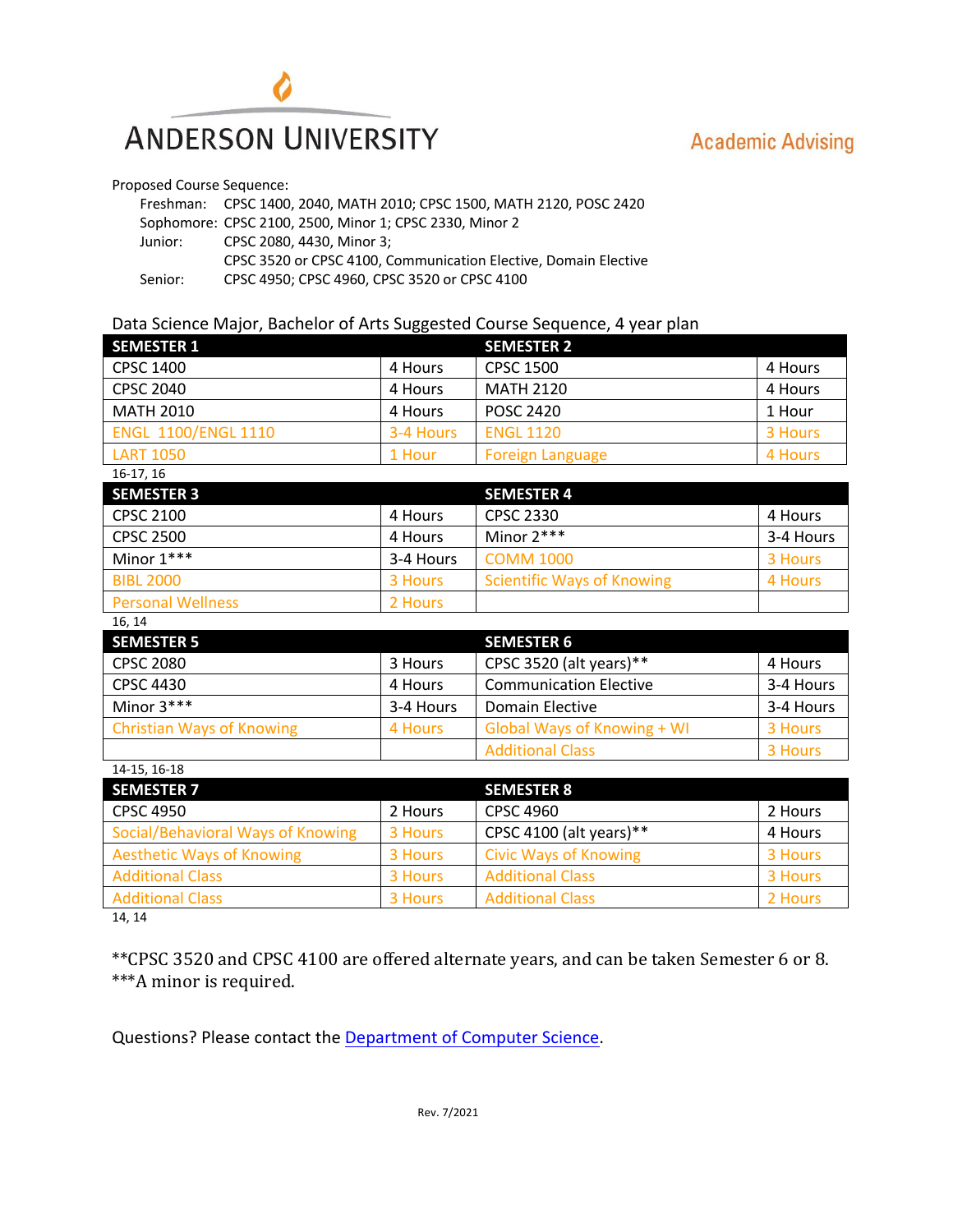# ANDERSON UNIVERSITY

Academic Advising

Proposed Course Sequence:

- Freshman: CPSC 1400, 2040, MATH 2010; CPSC 1500, MATH 2120, POSC 2420
- Sophomore: CPSC 2100, 2500, Minor 1; CPSC 2330, Minor 2
- Junior: CPSC 2080, 4430, Minor 3;
  CPSC 3520 or CPSC 4100, Communication Elective, Domain Elective
- Senior: CPSC 4950; CPSC 4960, CPSC 3520 or CPSC 4100

Data Science Major, Bachelor of Arts Suggested Course Sequence, 4 year plan

| SEMESTER 1 | | SEMESTER 2 | |
|---|---|---|---|
| CPSC 1400 | 4 Hours | CPSC 1500 | 4 Hours |
| CPSC 2040 | 4 Hours | MATH 2120 | 4 Hours |
| MATH 2010 | 4 Hours | POSC 2420 | 1 Hour |
| ENGL 1100/ENGL 1110 | 3-4 Hours | ENGL 1120 | 3 Hours |
| LART 1050 | 1 Hour | Foreign Language | 4 Hours |

16-17, 16

| SEMESTER 3 | | SEMESTER 4 | |
|---|---|---|---|
| CPSC 2100 | 4 Hours | CPSC 2330 | 4 Hours |
| CPSC 2500 | 4 Hours | Minor 2*** | 3-4 Hours |
| Minor 1*** | 3-4 Hours | COMM 1000 | 3 Hours |
| BIBL 2000 | 3 Hours | Scientific Ways of Knowing | 4 Hours |
| Personal Wellness | 2 Hours | | |

16, 14

| SEMESTER 5 | | SEMESTER 6 | |
|---|---|---|---|
| CPSC 2080 | 3 Hours | CPSC 3520 (alt years)** | 4 Hours |
| CPSC 4430 | 4 Hours | Communication Elective | 3-4 Hours |
| Minor 3*** | 3-4 Hours | Domain Elective | 3-4 Hours |
| Christian Ways of Knowing | 4 Hours | Global Ways of Knowing + WI | 3 Hours |
| | | Additional Class | 3 Hours |

14-15, 16-18

| SEMESTER 7 | | SEMESTER 8 | |
|---|---|---|---|
| CPSC 4950 | 2 Hours | CPSC 4960 | 2 Hours |
| Social/Behavioral Ways of Knowing | 3 Hours | CPSC 4100 (alt years)** | 4 Hours |
| Aesthetic Ways of Knowing | 3 Hours | Civic Ways of Knowing | 3 Hours |
| Additional Class | 3 Hours | Additional Class | 3 Hours |
| Additional Class | 3 Hours | Additional Class | 2 Hours |

14, 14

**CPSC 3520 and CPSC 4100 are offered alternate years, and can be taken Semester 6 or 8.
***A minor is required.

Questions? Please contact the Department of Computer Science.

Rev. 7/2021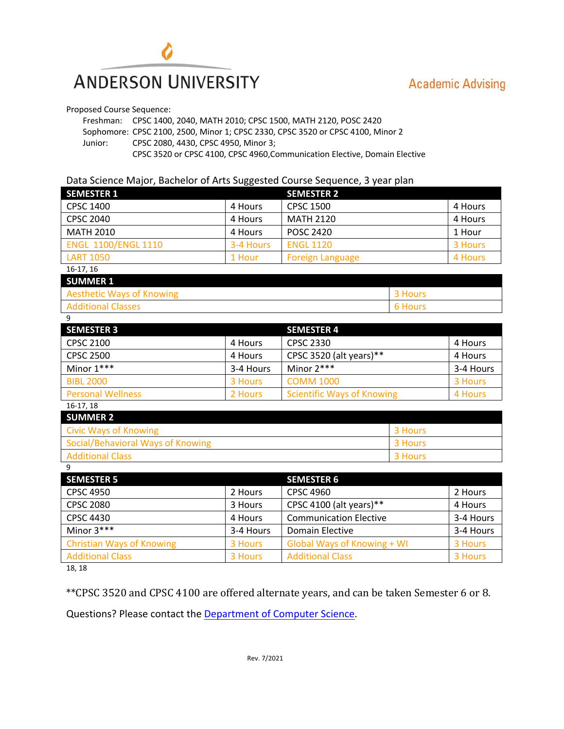# ANDERSON UNIVERSITY

Academic Advising

Proposed Course Sequence:

Freshman: CPSC 1400, 2040, MATH 2010; CPSC 1500, MATH 2120, POSC 2420
Sophomore: CPSC 2100, 2500, Minor 1; CPSC 2330, CPSC 3520 or CPSC 4100, Minor 2
Junior: CPSC 2080, 4430, CPSC 4950, Minor 3;
CPSC 3520 or CPSC 4100, CPSC 4960,Communication Elective, Domain Elective

Data Science Major, Bachelor of Arts Suggested Course Sequence, 3 year plan

| SEMESTER 1 | | SEMESTER 2 | |
|---|---|---|---|
| CPSC 1400 | 4 Hours | CPSC 1500 | 4 Hours |
| CPSC 2040 | 4 Hours | MATH 2120 | 4 Hours |
| MATH 2010 | 4 Hours | POSC 2420 | 1 Hour |
| ENGL 1100/ENGL 1110 | 3-4 Hours | ENGL 1120 | 3 Hours |
| LART 1050 | 1 Hour | Foreign Language | 4 Hours |

16-17, 16

| SUMMER 1 | |
|---|---|
| Aesthetic Ways of Knowing | 3 Hours |
| Additional Classes | 6 Hours |

9

| SEMESTER 3 | | SEMESTER 4 | |
|---|---|---|---|
| CPSC 2100 | 4 Hours | CPSC 2330 | 4 Hours |
| CPSC 2500 | 4 Hours | CPSC 3520 (alt years)** | 4 Hours |
| Minor 1*** | 3-4 Hours | Minor 2*** | 3-4 Hours |
| BIBL 2000 | 3 Hours | COMM 1000 | 3 Hours |
| Personal Wellness | 2 Hours | Scientific Ways of Knowing | 4 Hours |

16-17, 18

| SUMMER 2 | |
|---|---|
| Civic Ways of Knowing | 3 Hours |
| Social/Behavioral Ways of Knowing | 3 Hours |
| Additional Class | 3 Hours |

9

| SEMESTER 5 | | SEMESTER 6 | |
|---|---|---|---|
| CPSC 4950 | 2 Hours | CPSC 4960 | 2 Hours |
| CPSC 2080 | 3 Hours | CPSC 4100 (alt years)** | 4 Hours |
| CPSC 4430 | 4 Hours | Communication Elective | 3-4 Hours |
| Minor 3*** | 3-4 Hours | Domain Elective | 3-4 Hours |
| Christian Ways of Knowing | 3 Hours | Global Ways of Knowing + WI | 3 Hours |
| Additional Class | 3 Hours | Additional Class | 3 Hours |

18, 18

**CPSC 3520 and CPSC 4100 are offered alternate years, and can be taken Semester 6 or 8.

Questions? Please contact the Department of Computer Science.

Rev. 7/2021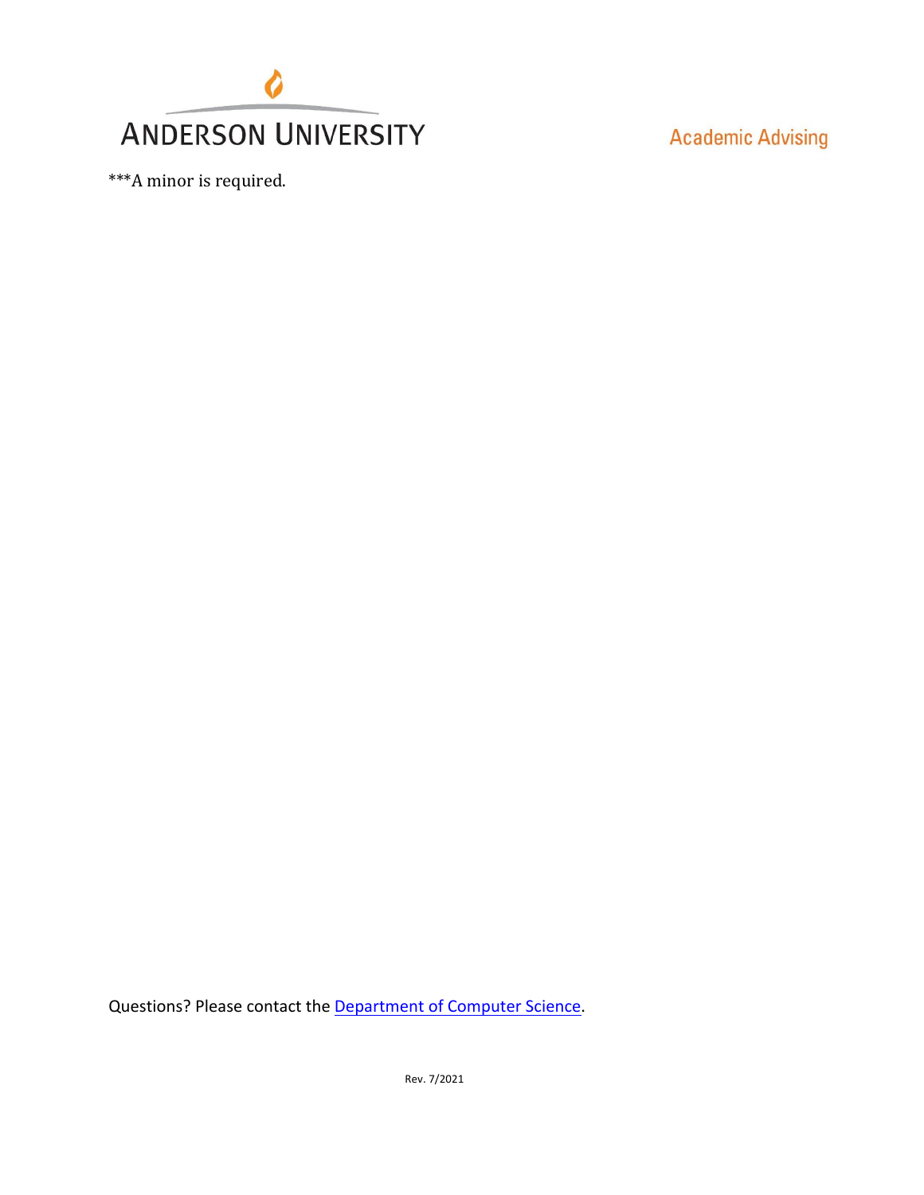***A minor is required.

Questions? Please contact the [Department of Computer Science](#).

Rev. 7/2021